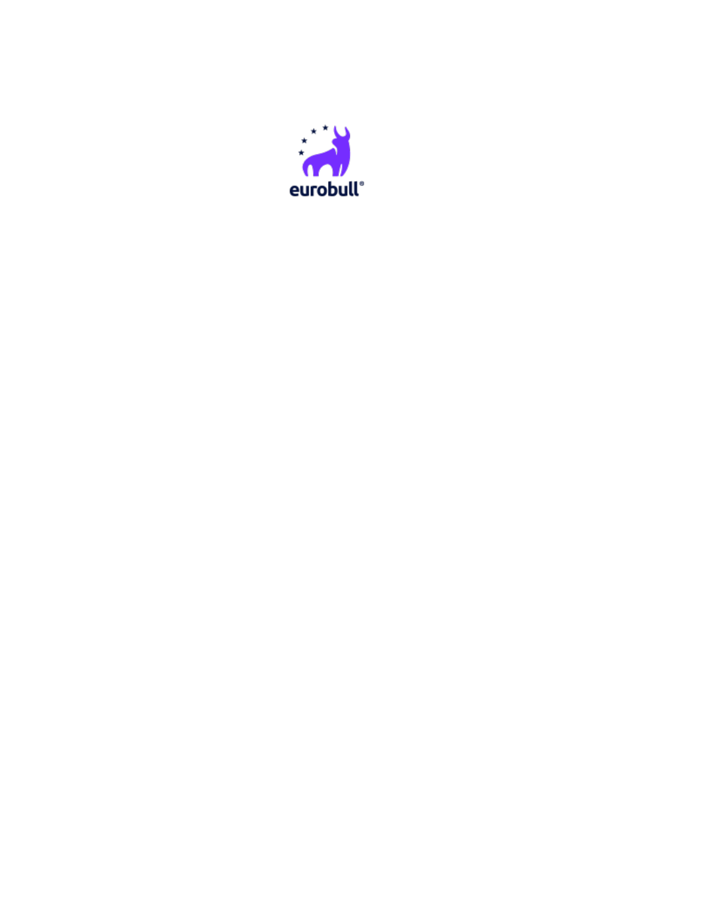eurobull®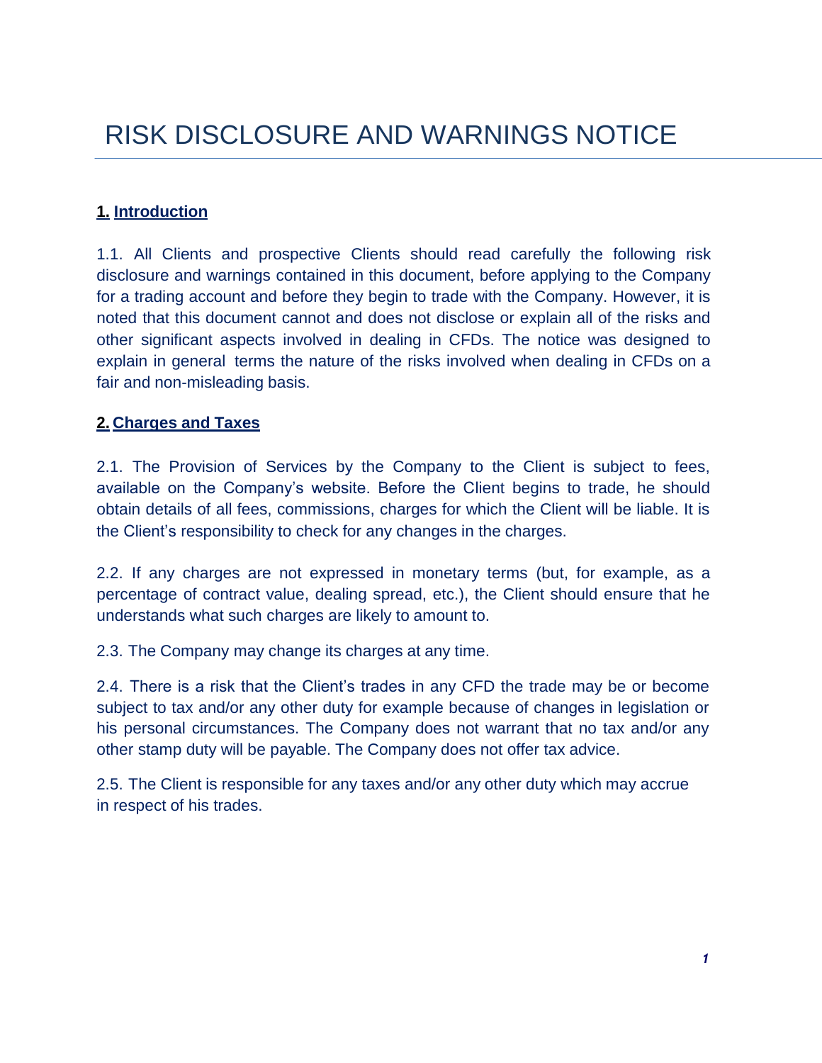# RISK DISCLOSURE AND WARNINGS NOTICE

## 1. Introduction

1.1. All Clients and prospective Clients should read carefully the following risk disclosure and warnings contained in this document, before applying to the Company for a trading account and before they begin to trade with the Company. However, it is noted that this document cannot and does not disclose or explain all of the risks and other significant aspects involved in dealing in CFDs. The notice was designed to explain in general terms the nature of the risks involved when dealing in CFDs on a fair and non-misleading basis.

## 2. Charges and Taxes

2.1. The Provision of Services by the Company to the Client is subject to fees, available on the Company's website. Before the Client begins to trade, he should obtain details of all fees, commissions, charges for which the Client will be liable. It is the Client's responsibility to check for any changes in the charges.

2.2. If any charges are not expressed in monetary terms (but, for example, as a percentage of contract value, dealing spread, etc.), the Client should ensure that he understands what such charges are likely to amount to.

2.3. The Company may change its charges at any time.

2.4. There is a risk that the Client's trades in any CFD the trade may be or become subject to tax and/or any other duty for example because of changes in legislation or his personal circumstances. The Company does not warrant that no tax and/or any other stamp duty will be payable. The Company does not offer tax advice.

2.5. The Client is responsible for any taxes and/or any other duty which may accrue in respect of his trades.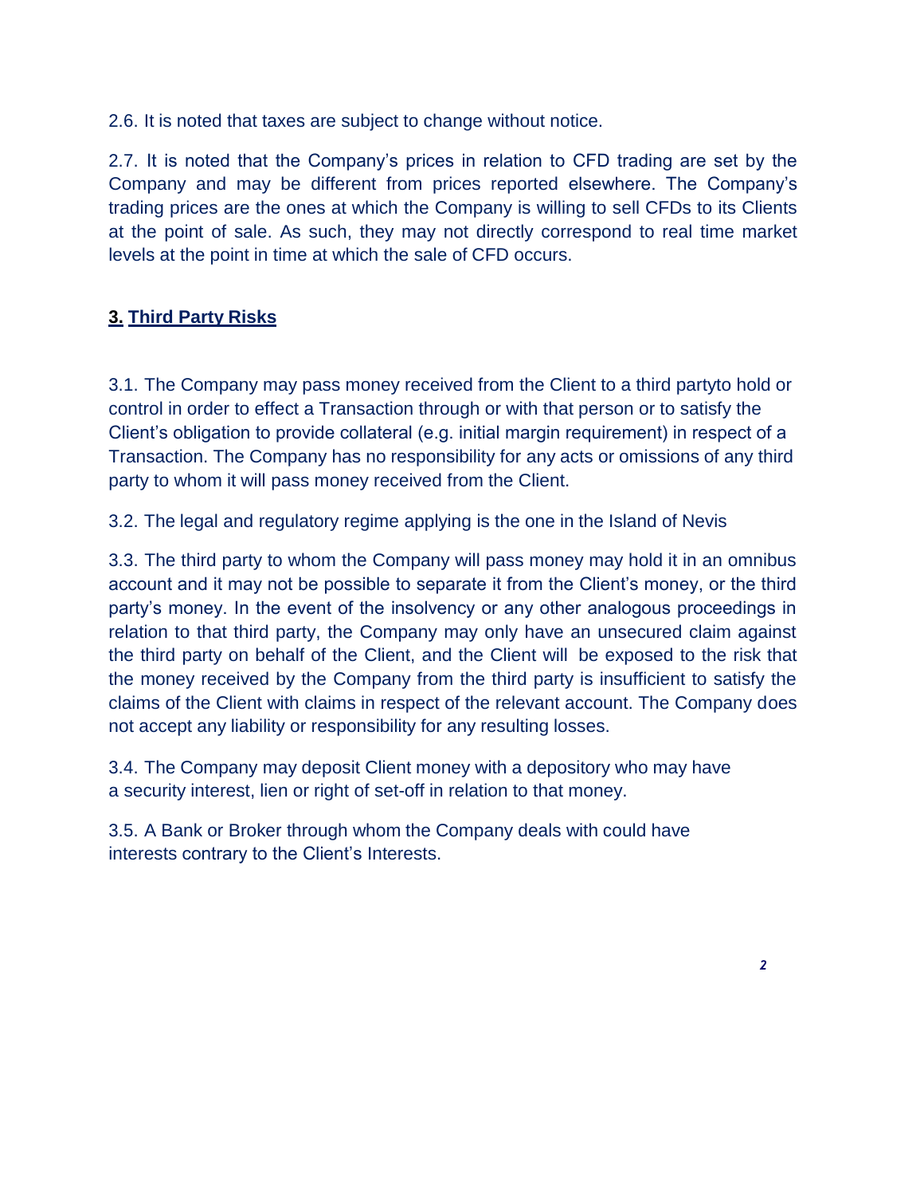2.6. It is noted that taxes are subject to change without notice.

2.7. It is noted that the Company's prices in relation to CFD trading are set by the Company and may be different from prices reported elsewhere. The Company's trading prices are the ones at which the Company is willing to sell CFDs to its Clients at the point of sale. As such, they may not directly correspond to real time market levels at the point in time at which the sale of CFD occurs.

## 3. Third Party Risks

3.1. The Company may pass money received from the Client to a third partyto hold or control in order to effect a Transaction through or with that person or to satisfy the Client's obligation to provide collateral (e.g. initial margin requirement) in respect of a Transaction. The Company has no responsibility for any acts or omissions of any third party to whom it will pass money received from the Client.

3.2. The legal and regulatory regime applying is the one in the Island of Nevis

3.3. The third party to whom the Company will pass money may hold it in an omnibus account and it may not be possible to separate it from the Client's money, or the third party's money. In the event of the insolvency or any other analogous proceedings in relation to that third party, the Company may only have an unsecured claim against the third party on behalf of the Client, and the Client will be exposed to the risk that the money received by the Company from the third party is insufficient to satisfy the claims of the Client with claims in respect of the relevant account. The Company does not accept any liability or responsibility for any resulting losses.

3.4. The Company may deposit Client money with a depository who may have a security interest, lien or right of set-off in relation to that money.

3.5. A Bank or Broker through whom the Company deals with could have interests contrary to the Client's Interests.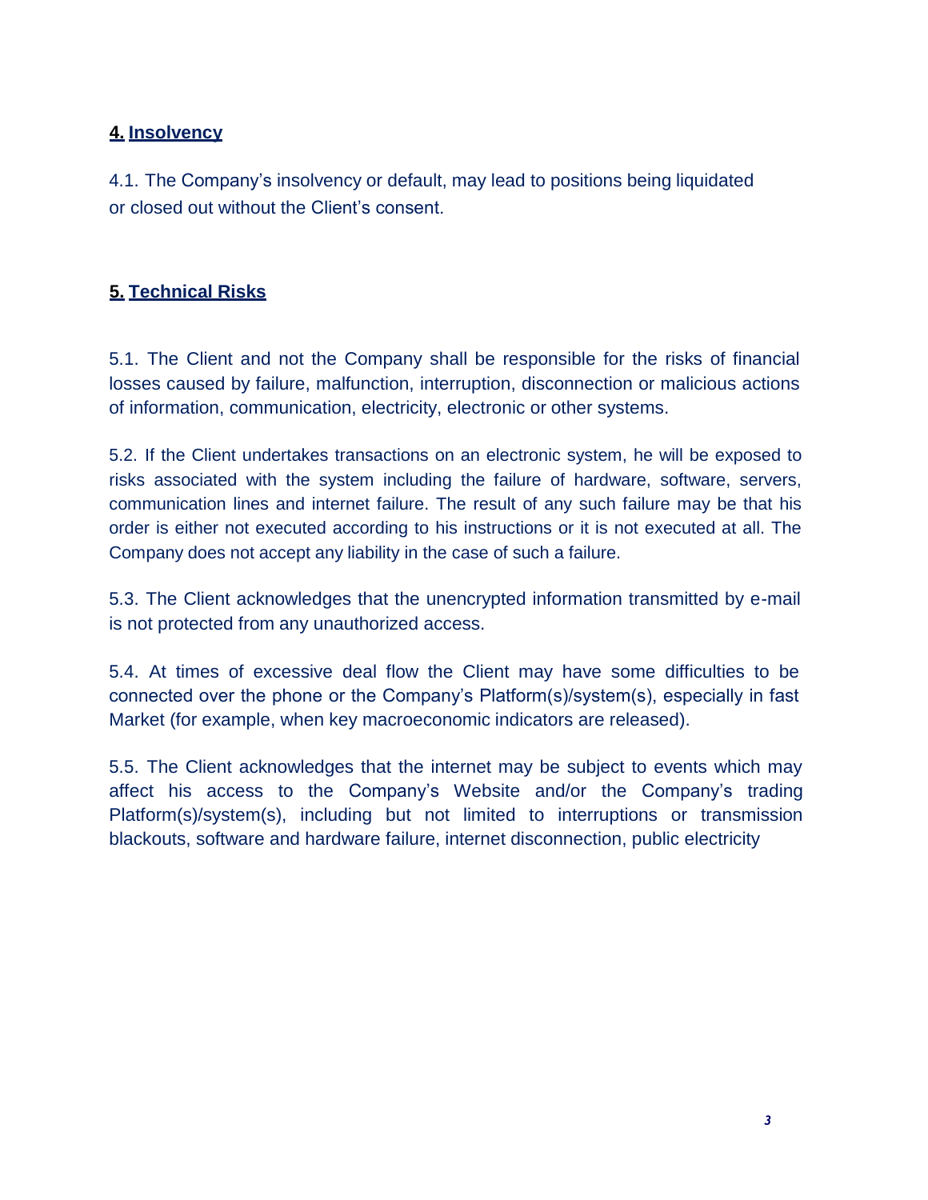## 4. Insolvency

4.1. The Company's insolvency or default, may lead to positions being liquidated or closed out without the Client's consent.

## 5. Technical Risks

5.1. The Client and not the Company shall be responsible for the risks of financial losses caused by failure, malfunction, interruption, disconnection or malicious actions of information, communication, electricity, electronic or other systems.

5.2. If the Client undertakes transactions on an electronic system, he will be exposed to risks associated with the system including the failure of hardware, software, servers, communication lines and internet failure. The result of any such failure may be that his order is either not executed according to his instructions or it is not executed at all. The Company does not accept any liability in the case of such a failure.

5.3. The Client acknowledges that the unencrypted information transmitted by e-mail is not protected from any unauthorized access.

5.4. At times of excessive deal flow the Client may have some difficulties to be connected over the phone or the Company's Platform(s)/system(s), especially in fast Market (for example, when key macroeconomic indicators are released).

5.5. The Client acknowledges that the internet may be subject to events which may affect his access to the Company's Website and/or the Company's trading Platform(s)/system(s), including but not limited to interruptions or transmission blackouts, software and hardware failure, internet disconnection, public electricity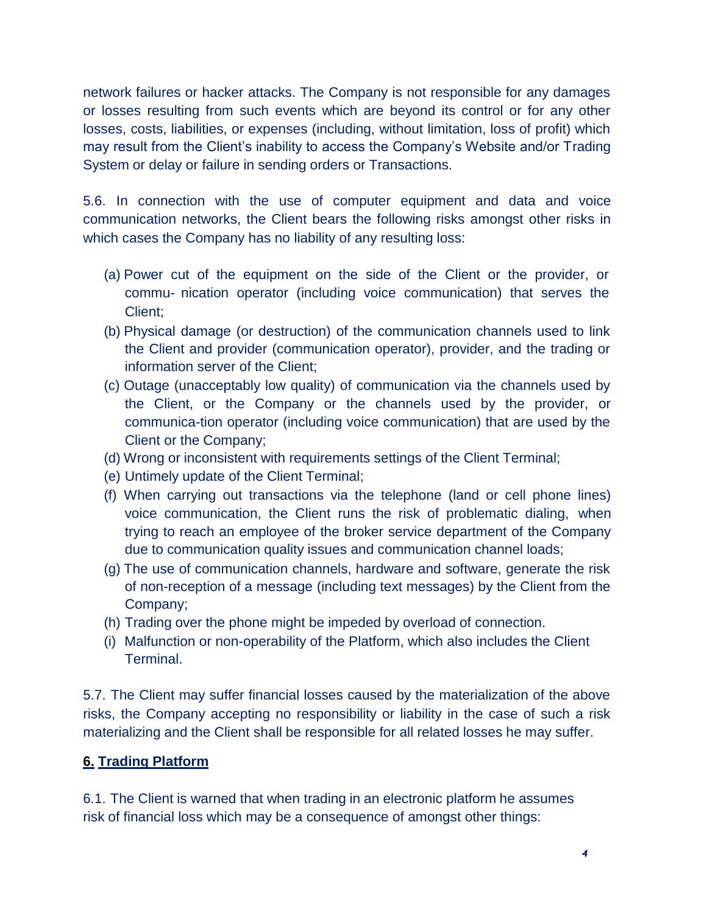network failures or hacker attacks. The Company is not responsible for any damages or losses resulting from such events which are beyond its control or for any other losses, costs, liabilities, or expenses (including, without limitation, loss of profit) which may result from the Client's inability to access the Company's Website and/or Trading System or delay or failure in sending orders or Transactions.

5.6. In connection with the use of computer equipment and data and voice communication networks, the Client bears the following risks amongst other risks in which cases the Company has no liability of any resulting loss:

(a) Power cut of the equipment on the side of the Client or the provider, or commu- nication operator (including voice communication) that serves the Client;
(b) Physical damage (or destruction) of the communication channels used to link the Client and provider (communication operator), provider, and the trading or information server of the Client;
(c) Outage (unacceptably low quality) of communication via the channels used by the Client, or the Company or the channels used by the provider, or communica-tion operator (including voice communication) that are used by the Client or the Company;
(d) Wrong or inconsistent with requirements settings of the Client Terminal;
(e) Untimely update of the Client Terminal;
(f) When carrying out transactions via the telephone (land or cell phone lines) voice communication, the Client runs the risk of problematic dialing, when trying to reach an employee of the broker service department of the Company due to communication quality issues and communication channel loads;
(g) The use of communication channels, hardware and software, generate the risk of non-reception of a message (including text messages) by the Client from the Company;
(h) Trading over the phone might be impeded by overload of connection.
(i) Malfunction or non-operability of the Platform, which also includes the Client Terminal.

5.7. The Client may suffer financial losses caused by the materialization of the above risks, the Company accepting no responsibility or liability in the case of such a risk materializing and the Client shall be responsible for all related losses he may suffer.

## 6. Trading Platform

6.1. The Client is warned that when trading in an electronic platform he assumes risk of financial loss which may be a consequence of amongst other things: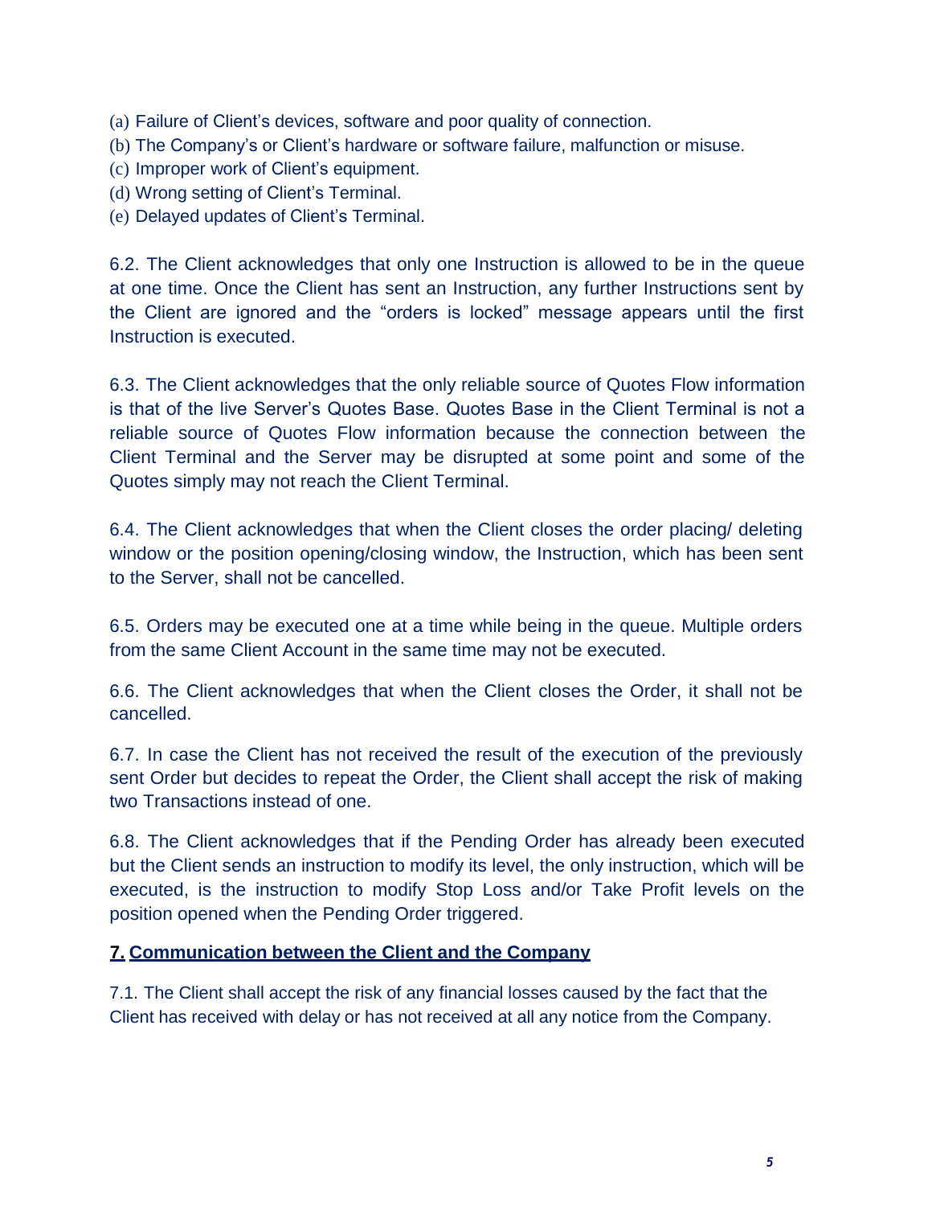(a) Failure of Client's devices, software and poor quality of connection.
(b) The Company's or Client's hardware or software failure, malfunction or misuse.
(c) Improper work of Client's equipment.
(d) Wrong setting of Client's Terminal.
(e) Delayed updates of Client's Terminal.

6.2. The Client acknowledges that only one Instruction is allowed to be in the queue at one time. Once the Client has sent an Instruction, any further Instructions sent by the Client are ignored and the "orders is locked" message appears until the first Instruction is executed.

6.3. The Client acknowledges that the only reliable source of Quotes Flow information is that of the live Server's Quotes Base. Quotes Base in the Client Terminal is not a reliable source of Quotes Flow information because the connection between the Client Terminal and the Server may be disrupted at some point and some of the Quotes simply may not reach the Client Terminal.

6.4. The Client acknowledges that when the Client closes the order placing/ deleting window or the position opening/closing window, the Instruction, which has been sent to the Server, shall not be cancelled.

6.5. Orders may be executed one at a time while being in the queue. Multiple orders from the same Client Account in the same time may not be executed.

6.6. The Client acknowledges that when the Client closes the Order, it shall not be cancelled.

6.7. In case the Client has not received the result of the execution of the previously sent Order but decides to repeat the Order, the Client shall accept the risk of making two Transactions instead of one.

6.8. The Client acknowledges that if the Pending Order has already been executed but the Client sends an instruction to modify its level, the only instruction, which will be executed, is the instruction to modify Stop Loss and/or Take Profit levels on the position opened when the Pending Order triggered.

## 7. Communication between the Client and the Company

7.1. The Client shall accept the risk of any financial losses caused by the fact that the Client has received with delay or has not received at all any notice from the Company.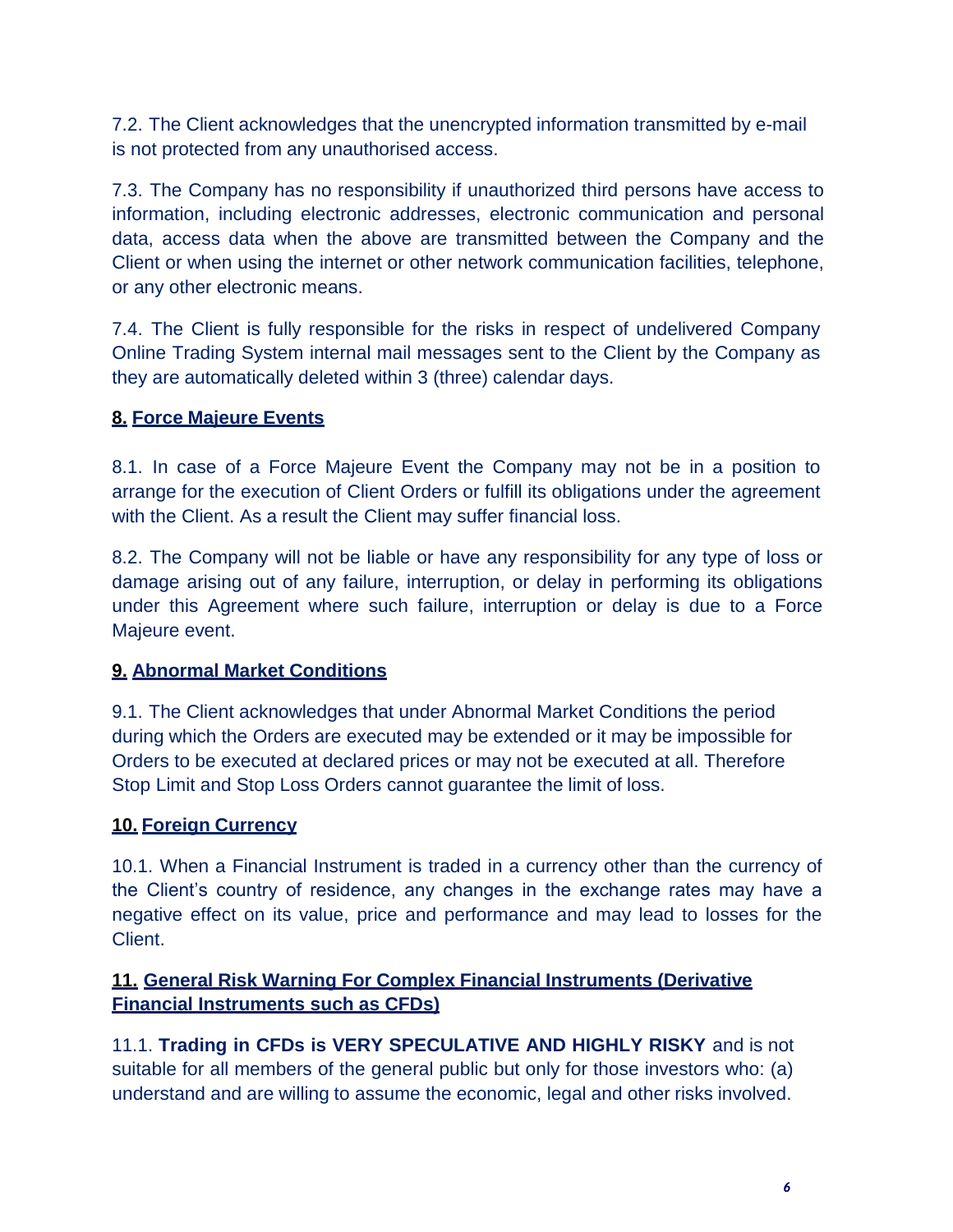7.2. The Client acknowledges that the unencrypted information transmitted by e-mail is not protected from any unauthorised access.

7.3. The Company has no responsibility if unauthorized third persons have access to information, including electronic addresses, electronic communication and personal data, access data when the above are transmitted between the Company and the Client or when using the internet or other network communication facilities, telephone, or any other electronic means.

7.4. The Client is fully responsible for the risks in respect of undelivered Company Online Trading System internal mail messages sent to the Client by the Company as they are automatically deleted within 3 (three) calendar days.

## 8. Force Majeure Events

8.1. In case of a Force Majeure Event the Company may not be in a position to arrange for the execution of Client Orders or fulfill its obligations under the agreement with the Client. As a result the Client may suffer financial loss.

8.2. The Company will not be liable or have any responsibility for any type of loss or damage arising out of any failure, interruption, or delay in performing its obligations under this Agreement where such failure, interruption or delay is due to a Force Majeure event.

## 9. Abnormal Market Conditions

9.1. The Client acknowledges that under Abnormal Market Conditions the period during which the Orders are executed may be extended or it may be impossible for Orders to be executed at declared prices or may not be executed at all. Therefore Stop Limit and Stop Loss Orders cannot guarantee the limit of loss.

## 10. Foreign Currency

10.1. When a Financial Instrument is traded in a currency other than the currency of the Client's country of residence, any changes in the exchange rates may have a negative effect on its value, price and performance and may lead to losses for the Client.

## 11. General Risk Warning For Complex Financial Instruments (Derivative Financial Instruments such as CFDs)

11.1. **Trading in CFDs is VERY SPECULATIVE AND HIGHLY RISKY** and is not suitable for all members of the general public but only for those investors who: (a) understand and are willing to assume the economic, legal and other risks involved.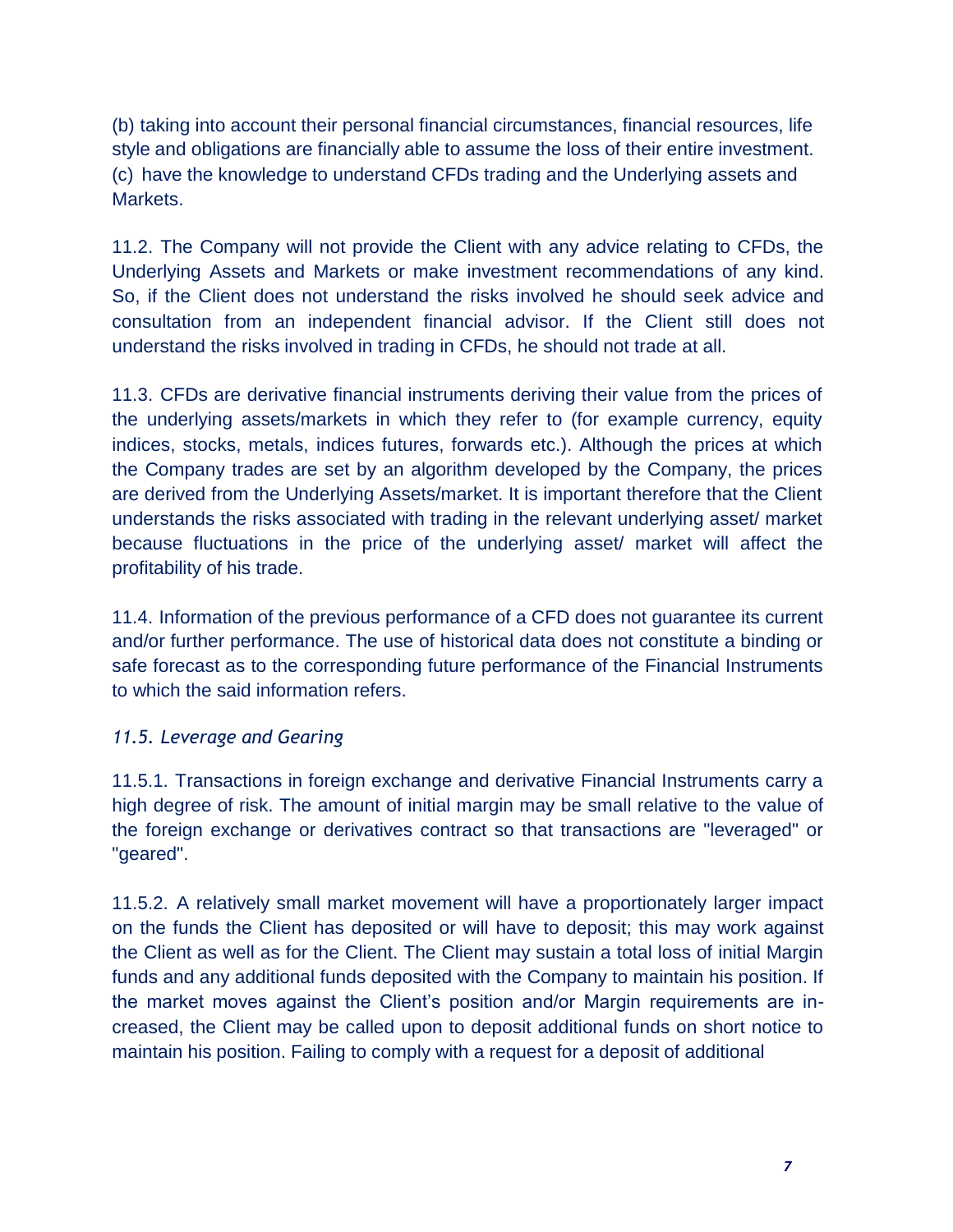(b) taking into account their personal financial circumstances, financial resources, life style and obligations are financially able to assume the loss of their entire investment.
(c) have the knowledge to understand CFDs trading and the Underlying assets and Markets.

11.2. The Company will not provide the Client with any advice relating to CFDs, the Underlying Assets and Markets or make investment recommendations of any kind. So, if the Client does not understand the risks involved he should seek advice and consultation from an independent financial advisor. If the Client still does not understand the risks involved in trading in CFDs, he should not trade at all.

11.3. CFDs are derivative financial instruments deriving their value from the prices of the underlying assets/markets in which they refer to (for example currency, equity indices, stocks, metals, indices futures, forwards etc.). Although the prices at which the Company trades are set by an algorithm developed by the Company, the prices are derived from the Underlying Assets/market. It is important therefore that the Client understands the risks associated with trading in the relevant underlying asset/ market because fluctuations in the price of the underlying asset/ market will affect the profitability of his trade.

11.4. Information of the previous performance of a CFD does not guarantee its current and/or further performance. The use of historical data does not constitute a binding or safe forecast as to the corresponding future performance of the Financial Instruments to which the said information refers.

*11.5. Leverage and Gearing*

11.5.1. Transactions in foreign exchange and derivative Financial Instruments carry a high degree of risk. The amount of initial margin may be small relative to the value of the foreign exchange or derivatives contract so that transactions are "leveraged" or "geared".

11.5.2. A relatively small market movement will have a proportionately larger impact on the funds the Client has deposited or will have to deposit; this may work against the Client as well as for the Client. The Client may sustain a total loss of initial Margin funds and any additional funds deposited with the Company to maintain his position. If the market moves against the Client's position and/or Margin requirements are increased, the Client may be called upon to deposit additional funds on short notice to maintain his position. Failing to comply with a request for a deposit of additional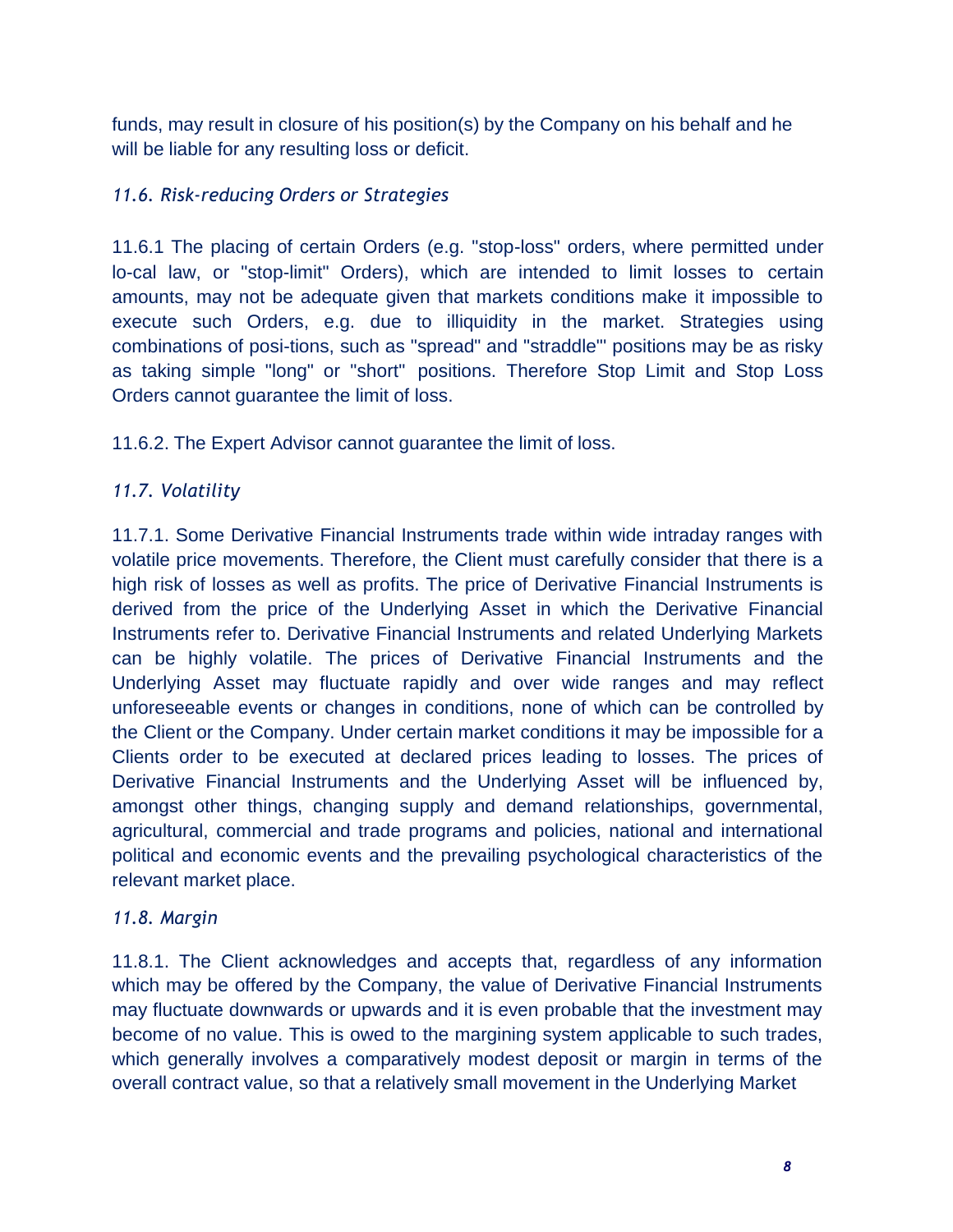funds, may result in closure of his position(s) by the Company on his behalf and he will be liable for any resulting loss or deficit.

### *11.6. Risk-reducing Orders or Strategies*

11.6.1 The placing of certain Orders (e.g. "stop-loss" orders, where permitted under lo-cal law, or "stop-limit" Orders), which are intended to limit losses to certain amounts, may not be adequate given that markets conditions make it impossible to execute such Orders, e.g. due to illiquidity in the market. Strategies using combinations of posi-tions, such as "spread" and "straddle"' positions may be as risky as taking simple "long" or "short" positions. Therefore Stop Limit and Stop Loss Orders cannot guarantee the limit of loss.

11.6.2. The Expert Advisor cannot guarantee the limit of loss.

### *11.7. Volatility*

11.7.1. Some Derivative Financial Instruments trade within wide intraday ranges with volatile price movements. Therefore, the Client must carefully consider that there is a high risk of losses as well as profits. The price of Derivative Financial Instruments is derived from the price of the Underlying Asset in which the Derivative Financial Instruments refer to. Derivative Financial Instruments and related Underlying Markets can be highly volatile. The prices of Derivative Financial Instruments and the Underlying Asset may fluctuate rapidly and over wide ranges and may reflect unforeseeable events or changes in conditions, none of which can be controlled by the Client or the Company. Under certain market conditions it may be impossible for a Clients order to be executed at declared prices leading to losses. The prices of Derivative Financial Instruments and the Underlying Asset will be influenced by, amongst other things, changing supply and demand relationships, governmental, agricultural, commercial and trade programs and policies, national and international political and economic events and the prevailing psychological characteristics of the relevant market place.

### *11.8. Margin*

11.8.1. The Client acknowledges and accepts that, regardless of any information which may be offered by the Company, the value of Derivative Financial Instruments may fluctuate downwards or upwards and it is even probable that the investment may become of no value. This is owed to the margining system applicable to such trades, which generally involves a comparatively modest deposit or margin in terms of the overall contract value, so that a relatively small movement in the Underlying Market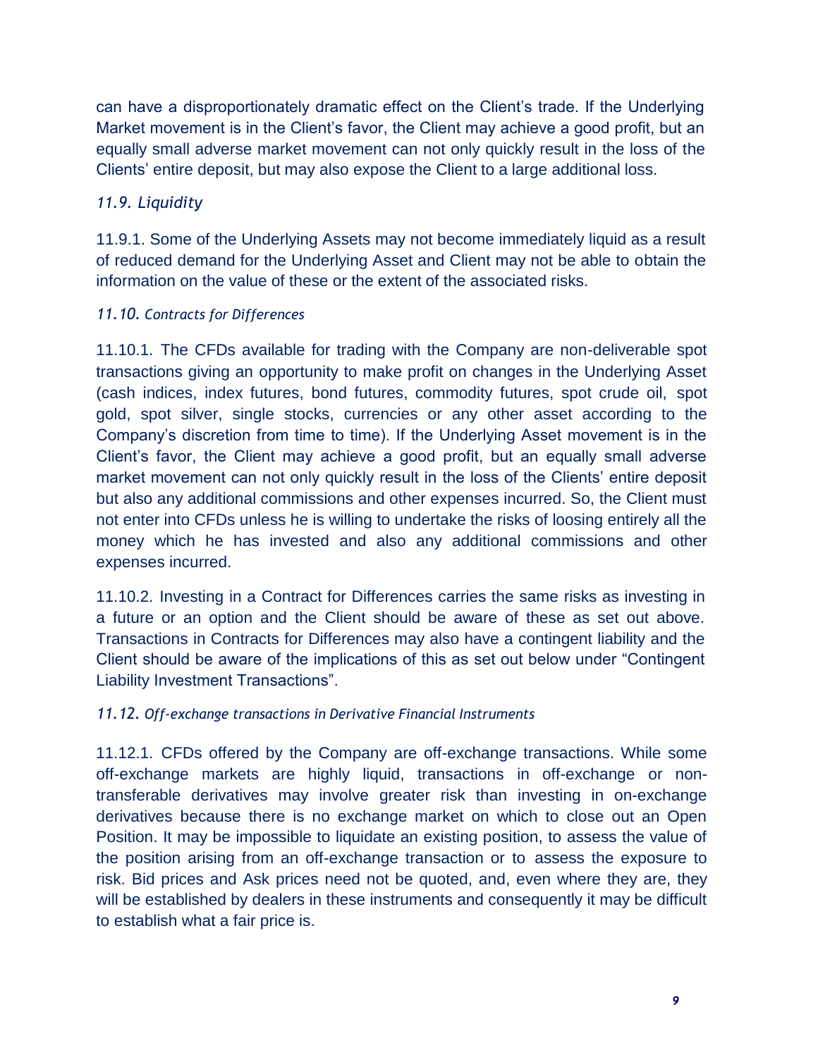can have a disproportionately dramatic effect on the Client's trade. If the Underlying Market movement is in the Client's favor, the Client may achieve a good profit, but an equally small adverse market movement can not only quickly result in the loss of the Clients' entire deposit, but may also expose the Client to a large additional loss.

### *11.9. Liquidity*

11.9.1. Some of the Underlying Assets may not become immediately liquid as a result of reduced demand for the Underlying Asset and Client may not be able to obtain the information on the value of these or the extent of the associated risks.

### *11.10. Contracts for Differences*

11.10.1. The CFDs available for trading with the Company are non-deliverable spot transactions giving an opportunity to make profit on changes in the Underlying Asset (cash indices, index futures, bond futures, commodity futures, spot crude oil, spot gold, spot silver, single stocks, currencies or any other asset according to the Company's discretion from time to time). If the Underlying Asset movement is in the Client's favor, the Client may achieve a good profit, but an equally small adverse market movement can not only quickly result in the loss of the Clients' entire deposit but also any additional commissions and other expenses incurred. So, the Client must not enter into CFDs unless he is willing to undertake the risks of loosing entirely all the money which he has invested and also any additional commissions and other expenses incurred.

11.10.2. Investing in a Contract for Differences carries the same risks as investing in a future or an option and the Client should be aware of these as set out above. Transactions in Contracts for Differences may also have a contingent liability and the Client should be aware of the implications of this as set out below under "Contingent Liability Investment Transactions".

### *11.12. Off-exchange transactions in Derivative Financial Instruments*

11.12.1. CFDs offered by the Company are off-exchange transactions. While some off-exchange markets are highly liquid, transactions in off-exchange or non-transferable derivatives may involve greater risk than investing in on-exchange derivatives because there is no exchange market on which to close out an Open Position. It may be impossible to liquidate an existing position, to assess the value of the position arising from an off-exchange transaction or to assess the exposure to risk. Bid prices and Ask prices need not be quoted, and, even where they are, they will be established by dealers in these instruments and consequently it may be difficult to establish what a fair price is.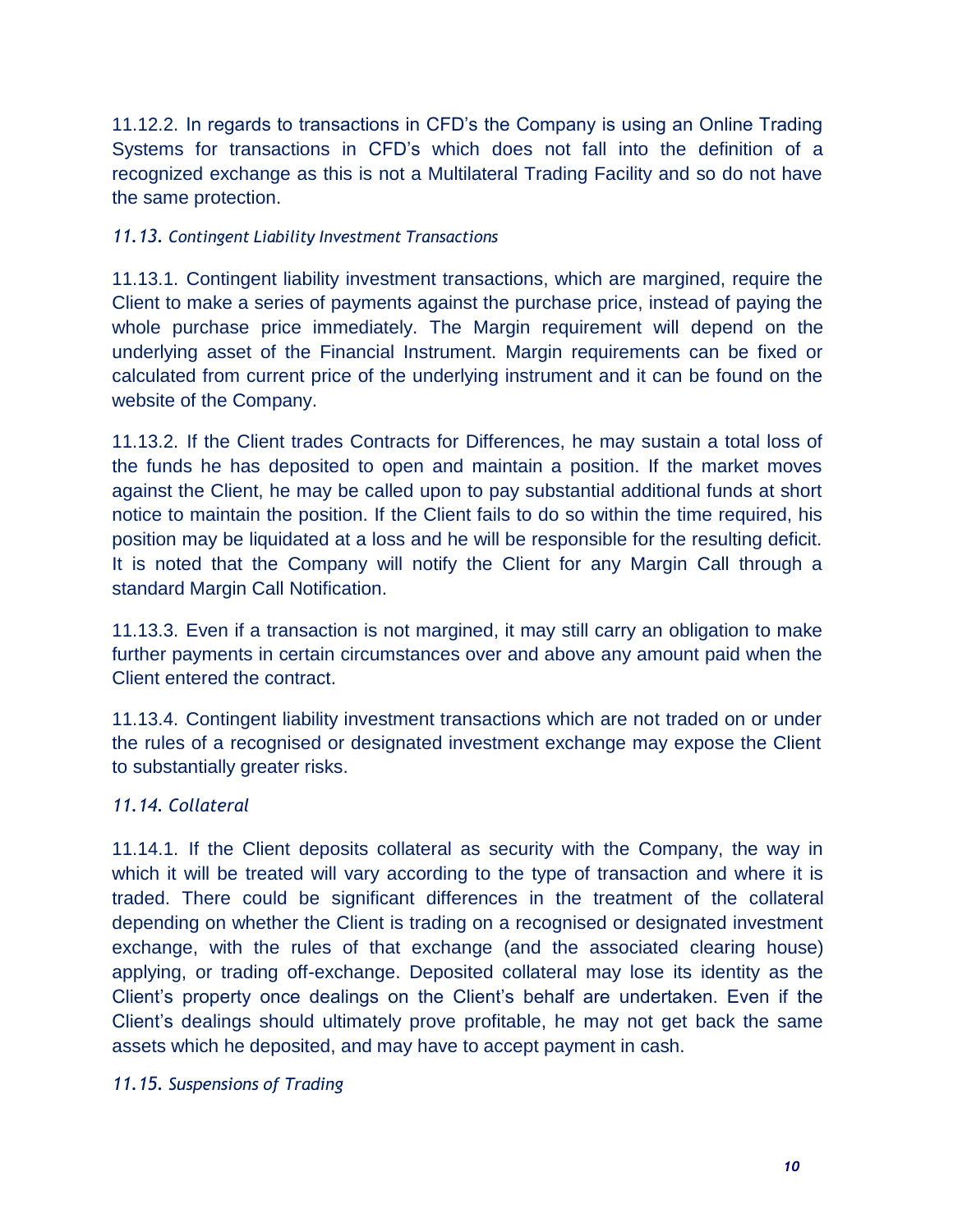11.12.2. In regards to transactions in CFD's the Company is using an Online Trading Systems for transactions in CFD's which does not fall into the definition of a recognized exchange as this is not a Multilateral Trading Facility and so do not have the same protection.

### *11.13. Contingent Liability Investment Transactions*

11.13.1. Contingent liability investment transactions, which are margined, require the Client to make a series of payments against the purchase price, instead of paying the whole purchase price immediately. The Margin requirement will depend on the underlying asset of the Financial Instrument. Margin requirements can be fixed or calculated from current price of the underlying instrument and it can be found on the website of the Company.

11.13.2. If the Client trades Contracts for Differences, he may sustain a total loss of the funds he has deposited to open and maintain a position. If the market moves against the Client, he may be called upon to pay substantial additional funds at short notice to maintain the position. If the Client fails to do so within the time required, his position may be liquidated at a loss and he will be responsible for the resulting deficit. It is noted that the Company will notify the Client for any Margin Call through a standard Margin Call Notification.

11.13.3. Even if a transaction is not margined, it may still carry an obligation to make further payments in certain circumstances over and above any amount paid when the Client entered the contract.

11.13.4. Contingent liability investment transactions which are not traded on or under the rules of a recognised or designated investment exchange may expose the Client to substantially greater risks.

### *11.14. Collateral*

11.14.1. If the Client deposits collateral as security with the Company, the way in which it will be treated will vary according to the type of transaction and where it is traded. There could be significant differences in the treatment of the collateral depending on whether the Client is trading on a recognised or designated investment exchange, with the rules of that exchange (and the associated clearing house) applying, or trading off-exchange. Deposited collateral may lose its identity as the Client's property once dealings on the Client's behalf are undertaken. Even if the Client's dealings should ultimately prove profitable, he may not get back the same assets which he deposited, and may have to accept payment in cash.

### *11.15. Suspensions of Trading*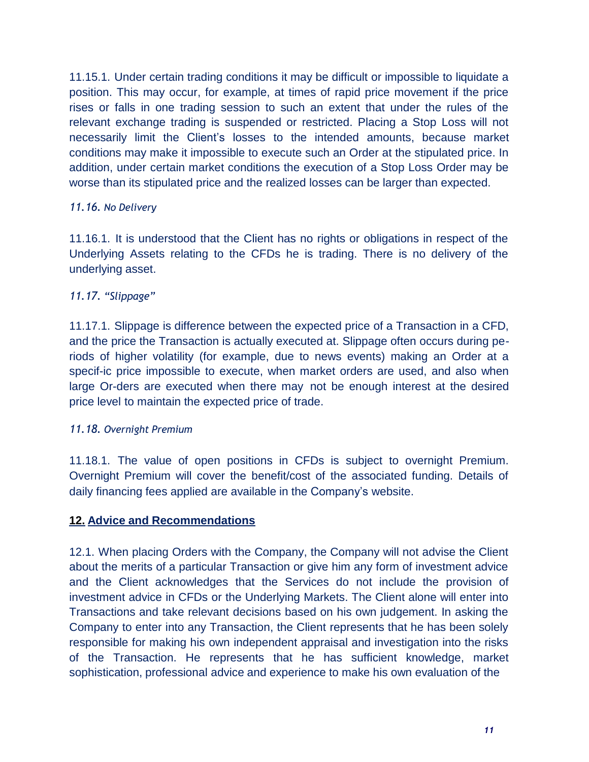11.15.1. Under certain trading conditions it may be difficult or impossible to liquidate a position. This may occur, for example, at times of rapid price movement if the price rises or falls in one trading session to such an extent that under the rules of the relevant exchange trading is suspended or restricted. Placing a Stop Loss will not necessarily limit the Client's losses to the intended amounts, because market conditions may make it impossible to execute such an Order at the stipulated price. In addition, under certain market conditions the execution of a Stop Loss Order may be worse than its stipulated price and the realized losses can be larger than expected.

*11.16. No Delivery*

11.16.1. It is understood that the Client has no rights or obligations in respect of the Underlying Assets relating to the CFDs he is trading. There is no delivery of the underlying asset.

*11.17. "Slippage"*

11.17.1. Slippage is difference between the expected price of a Transaction in a CFD, and the price the Transaction is actually executed at. Slippage often occurs during periods of higher volatility (for example, due to news events) making an Order at a specif-ic price impossible to execute, when market orders are used, and also when large Or-ders are executed when there may not be enough interest at the desired price level to maintain the expected price of trade.

*11.18. Overnight Premium*

11.18.1. The value of open positions in CFDs is subject to overnight Premium. Overnight Premium will cover the benefit/cost of the associated funding. Details of daily financing fees applied are available in the Company's website.

## **12. Advice and Recommendations**

12.1. When placing Orders with the Company, the Company will not advise the Client about the merits of a particular Transaction or give him any form of investment advice and the Client acknowledges that the Services do not include the provision of investment advice in CFDs or the Underlying Markets. The Client alone will enter into Transactions and take relevant decisions based on his own judgement. In asking the Company to enter into any Transaction, the Client represents that he has been solely responsible for making his own independent appraisal and investigation into the risks of the Transaction. He represents that he has sufficient knowledge, market sophistication, professional advice and experience to make his own evaluation of the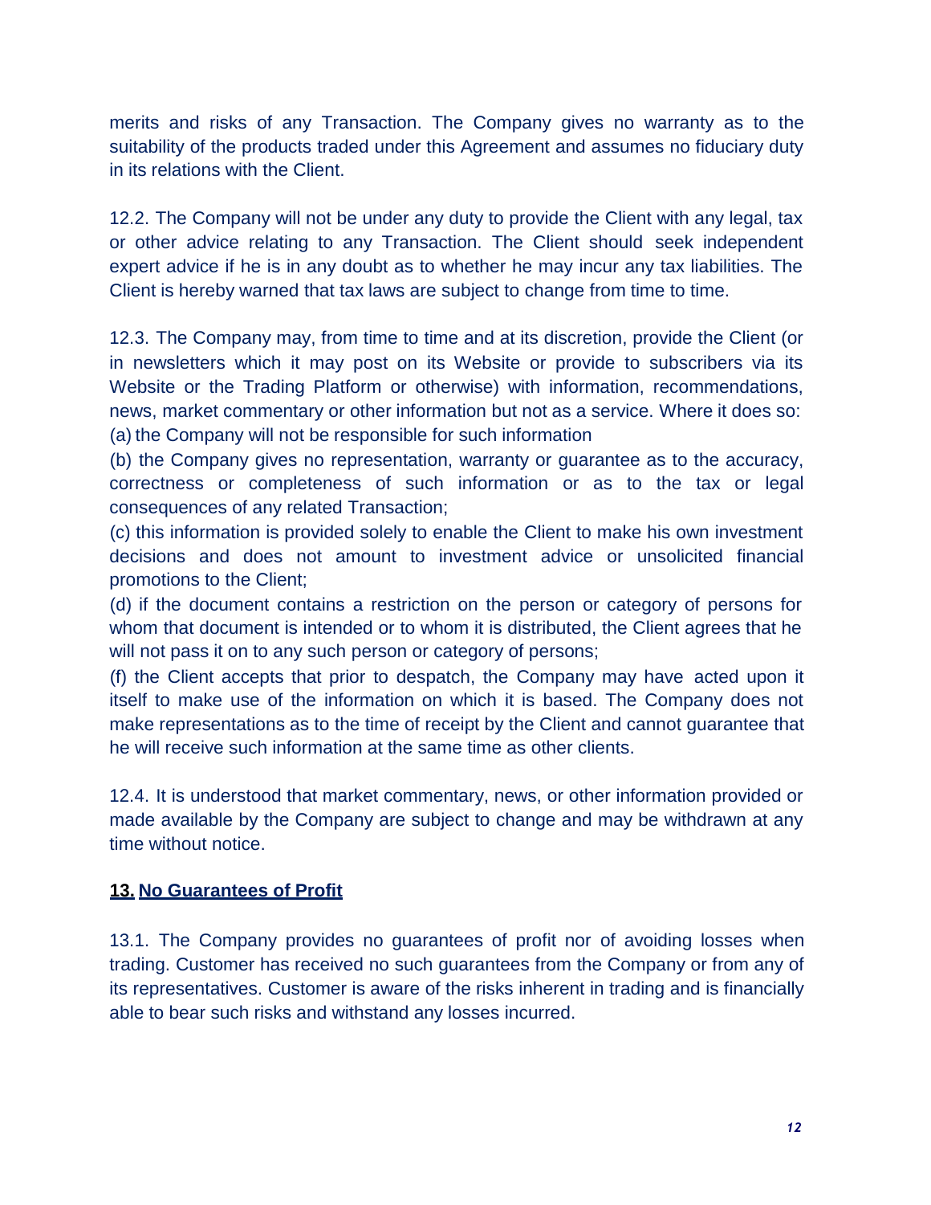merits and risks of any Transaction. The Company gives no warranty as to the suitability of the products traded under this Agreement and assumes no fiduciary duty in its relations with the Client.

12.2. The Company will not be under any duty to provide the Client with any legal, tax or other advice relating to any Transaction. The Client should seek independent expert advice if he is in any doubt as to whether he may incur any tax liabilities. The Client is hereby warned that tax laws are subject to change from time to time.

12.3. The Company may, from time to time and at its discretion, provide the Client (or in newsletters which it may post on its Website or provide to subscribers via its Website or the Trading Platform or otherwise) with information, recommendations, news, market commentary or other information but not as a service. Where it does so:
(a) the Company will not be responsible for such information
(b) the Company gives no representation, warranty or guarantee as to the accuracy, correctness or completeness of such information or as to the tax or legal consequences of any related Transaction;
(c) this information is provided solely to enable the Client to make his own investment decisions and does not amount to investment advice or unsolicited financial promotions to the Client;
(d) if the document contains a restriction on the person or category of persons for whom that document is intended or to whom it is distributed, the Client agrees that he will not pass it on to any such person or category of persons;
(f) the Client accepts that prior to despatch, the Company may have acted upon it itself to make use of the information on which it is based. The Company does not make representations as to the time of receipt by the Client and cannot guarantee that he will receive such information at the same time as other clients.

12.4. It is understood that market commentary, news, or other information provided or made available by the Company are subject to change and may be withdrawn at any time without notice.

## 13. No Guarantees of Profit

13.1. The Company provides no guarantees of profit nor of avoiding losses when trading. Customer has received no such guarantees from the Company or from any of its representatives. Customer is aware of the risks inherent in trading and is financially able to bear such risks and withstand any losses incurred.